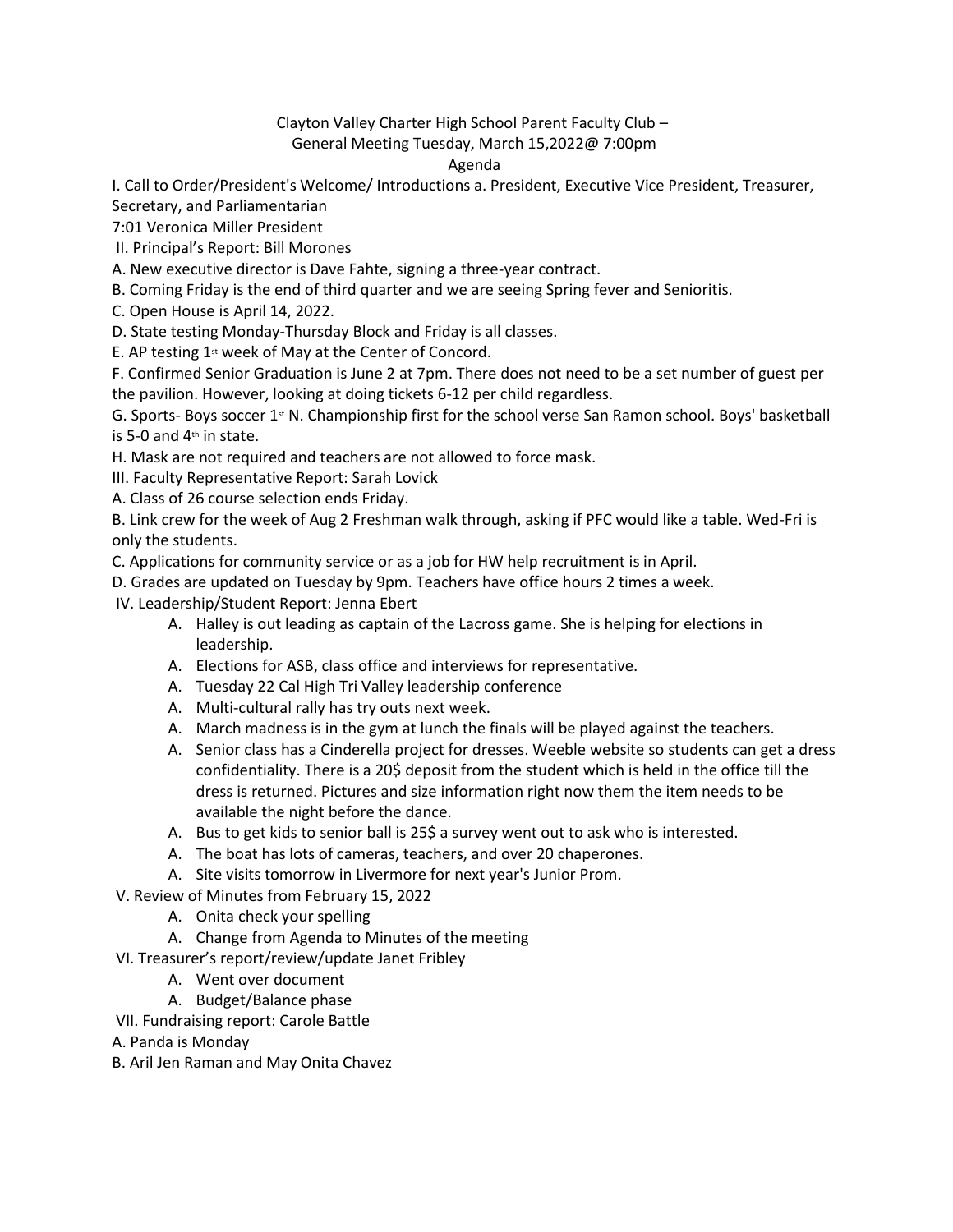Clayton Valley Charter High School Parent Faculty Club –
General Meeting Tuesday, March 15,2022@ 7:00pm
Agenda

I. Call to Order/President's Welcome/ Introductions a. President, Executive Vice President, Treasurer, Secretary, and Parliamentarian

7:01 Veronica Miller President

II. Principal's Report: Bill Morones

A. New executive director is Dave Fahte, signing a three-year contract.

B. Coming Friday is the end of third quarter and we are seeing Spring fever and Senioritis.

C. Open House is April 14, 2022.

D. State testing Monday-Thursday Block and Friday is all classes.

E. AP testing 1st week of May at the Center of Concord.

F. Confirmed Senior Graduation is June 2 at 7pm. There does not need to be a set number of guest per the pavilion. However, looking at doing tickets 6-12 per child regardless.

G. Sports- Boys soccer 1st N. Championship first for the school verse San Ramon school. Boys' basketball is 5-0 and 4th in state.

H. Mask are not required and teachers are not allowed to force mask.

III. Faculty Representative Report: Sarah Lovick

A. Class of 26 course selection ends Friday.

B. Link crew for the week of Aug 2 Freshman walk through, asking if PFC would like a table. Wed-Fri is only the students.

C. Applications for community service or as a job for HW help recruitment is in April.

D. Grades are updated on Tuesday by 9pm. Teachers have office hours 2 times a week.

IV. Leadership/Student Report: Jenna Ebert

- A. Halley is out leading as captain of the Lacross game. She is helping for elections in leadership.
- A. Elections for ASB, class office and interviews for representative.
- A. Tuesday 22 Cal High Tri Valley leadership conference
- A. Multi-cultural rally has try outs next week.
- A. March madness is in the gym at lunch the finals will be played against the teachers.
- A. Senior class has a Cinderella project for dresses. Weeble website so students can get a dress confidentiality. There is a 20$ deposit from the student which is held in the office till the dress is returned. Pictures and size information right now them the item needs to be available the night before the dance.
- A. Bus to get kids to senior ball is 25$ a survey went out to ask who is interested.
- A. The boat has lots of cameras, teachers, and over 20 chaperones.
- A. Site visits tomorrow in Livermore for next year's Junior Prom.

V. Review of Minutes from February 15, 2022

- A. Onita check your spelling
- A. Change from Agenda to Minutes of the meeting

VI. Treasurer's report/review/update Janet Fribley

- A. Went over document
- A. Budget/Balance phase

VII. Fundraising report: Carole Battle

A. Panda is Monday

B. Aril Jen Raman and May Onita Chavez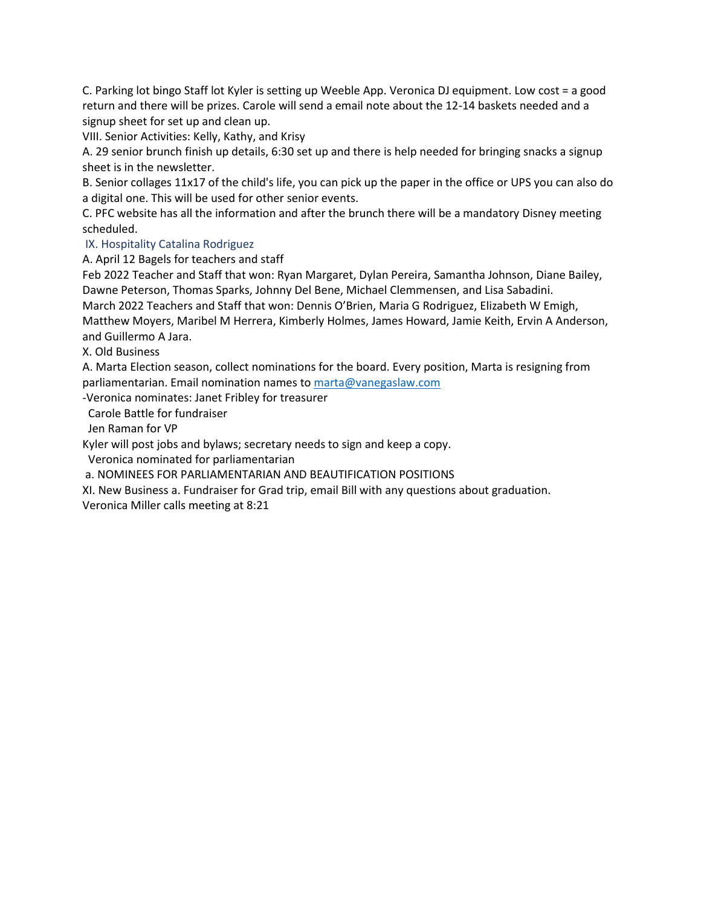C. Parking lot bingo Staff lot Kyler is setting up Weeble App. Veronica DJ equipment. Low cost = a good return and there will be prizes. Carole will send a email note about the 12-14 baskets needed and a signup sheet for set up and clean up.

VIII. Senior Activities: Kelly, Kathy, and Krisy

A. 29 senior brunch finish up details, 6:30 set up and there is help needed for bringing snacks a signup sheet is in the newsletter.

B. Senior collages 11x17 of the child's life, you can pick up the paper in the office or UPS you can also do a digital one. This will be used for other senior events.

C. PFC website has all the information and after the brunch there will be a mandatory Disney meeting scheduled.

IX. Hospitality Catalina Rodriguez

A. April 12 Bagels for teachers and staff

Feb 2022 Teacher and Staff that won: Ryan Margaret, Dylan Pereira, Samantha Johnson, Diane Bailey, Dawne Peterson, Thomas Sparks, Johnny Del Bene, Michael Clemmensen, and Lisa Sabadini.

March 2022 Teachers and Staff that won: Dennis O'Brien, Maria G Rodriguez, Elizabeth W Emigh, Matthew Moyers, Maribel M Herrera, Kimberly Holmes, James Howard, Jamie Keith, Ervin A Anderson, and Guillermo A Jara.

X. Old Business

A. Marta Election season, collect nominations for the board. Every position, Marta is resigning from parliamentarian. Email nomination names to [marta@vanegaslaw.com](mailto:marta@vanegaslaw.com)

-Veronica nominates: Janet Fribley for treasurer

Carole Battle for fundraiser

Jen Raman for VP

Kyler will post jobs and bylaws; secretary needs to sign and keep a copy.

Veronica nominated for parliamentarian

a. NOMINEES FOR PARLIAMENTARIAN AND BEAUTIFICATION POSITIONS

XI. New Business a. Fundraiser for Grad trip, email Bill with any questions about graduation.

Veronica Miller calls meeting at 8:21